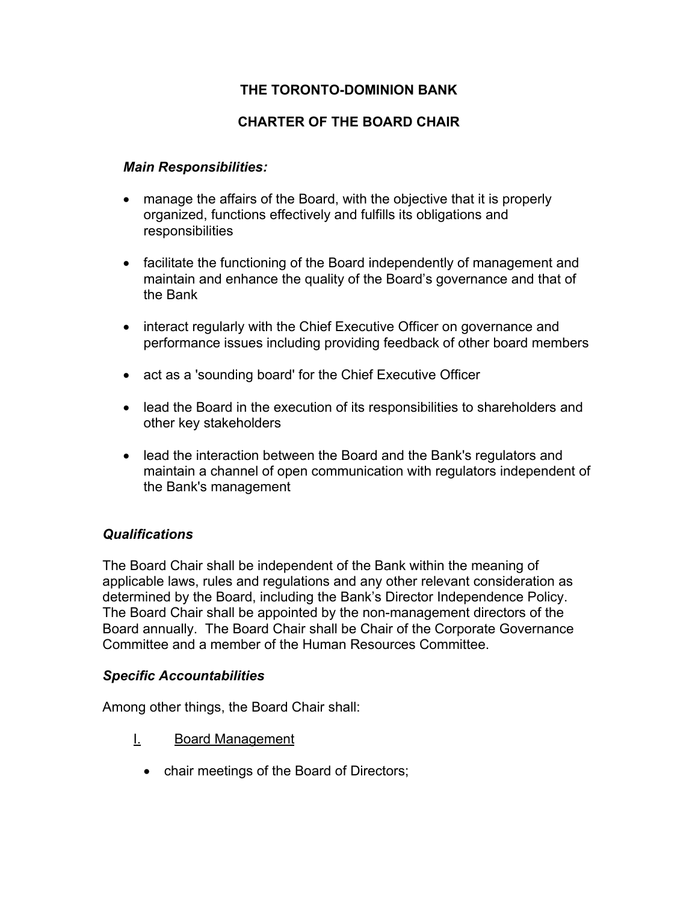# THE TORONTO-DOMINION BANK

## CHARTER OF THE BOARD CHAIR

***Main Responsibilities:***

- manage the affairs of the Board, with the objective that it is properly organized, functions effectively and fulfills its obligations and responsibilities
- facilitate the functioning of the Board independently of management and maintain and enhance the quality of the Board's governance and that of the Bank
- interact regularly with the Chief Executive Officer on governance and performance issues including providing feedback of other board members
- act as a 'sounding board' for the Chief Executive Officer
- lead the Board in the execution of its responsibilities to shareholders and other key stakeholders
- lead the interaction between the Board and the Bank's regulators and maintain a channel of open communication with regulators independent of the Bank's management

### *Qualifications*

The Board Chair shall be independent of the Bank within the meaning of applicable laws, rules and regulations and any other relevant consideration as determined by the Board, including the Bank's Director Independence Policy. The Board Chair shall be appointed by the non-management directors of the Board annually. The Board Chair shall be Chair of the Corporate Governance Committee and a member of the Human Resources Committee.

### *Specific Accountabilities*

Among other things, the Board Chair shall:

I. Board Management

- chair meetings of the Board of Directors;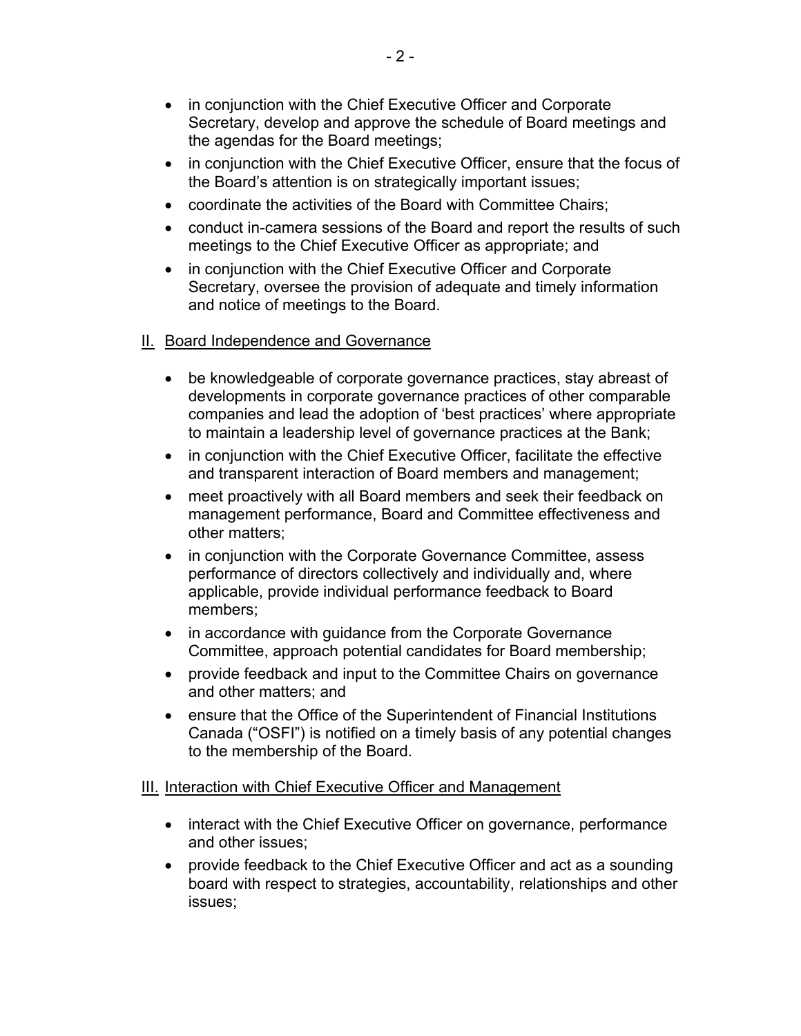- in conjunction with the Chief Executive Officer and Corporate Secretary, develop and approve the schedule of Board meetings and the agendas for the Board meetings;
- in conjunction with the Chief Executive Officer, ensure that the focus of the Board's attention is on strategically important issues;
- coordinate the activities of the Board with Committee Chairs;
- conduct in-camera sessions of the Board and report the results of such meetings to the Chief Executive Officer as appropriate; and
- in conjunction with the Chief Executive Officer and Corporate Secretary, oversee the provision of adequate and timely information and notice of meetings to the Board.

## II. Board Independence and Governance

- be knowledgeable of corporate governance practices, stay abreast of developments in corporate governance practices of other comparable companies and lead the adoption of 'best practices' where appropriate to maintain a leadership level of governance practices at the Bank;
- in conjunction with the Chief Executive Officer, facilitate the effective and transparent interaction of Board members and management;
- meet proactively with all Board members and seek their feedback on management performance, Board and Committee effectiveness and other matters;
- in conjunction with the Corporate Governance Committee, assess performance of directors collectively and individually and, where applicable, provide individual performance feedback to Board members;
- in accordance with guidance from the Corporate Governance Committee, approach potential candidates for Board membership;
- provide feedback and input to the Committee Chairs on governance and other matters; and
- ensure that the Office of the Superintendent of Financial Institutions Canada ("OSFI") is notified on a timely basis of any potential changes to the membership of the Board.

## III. Interaction with Chief Executive Officer and Management

- interact with the Chief Executive Officer on governance, performance and other issues;
- provide feedback to the Chief Executive Officer and act as a sounding board with respect to strategies, accountability, relationships and other issues;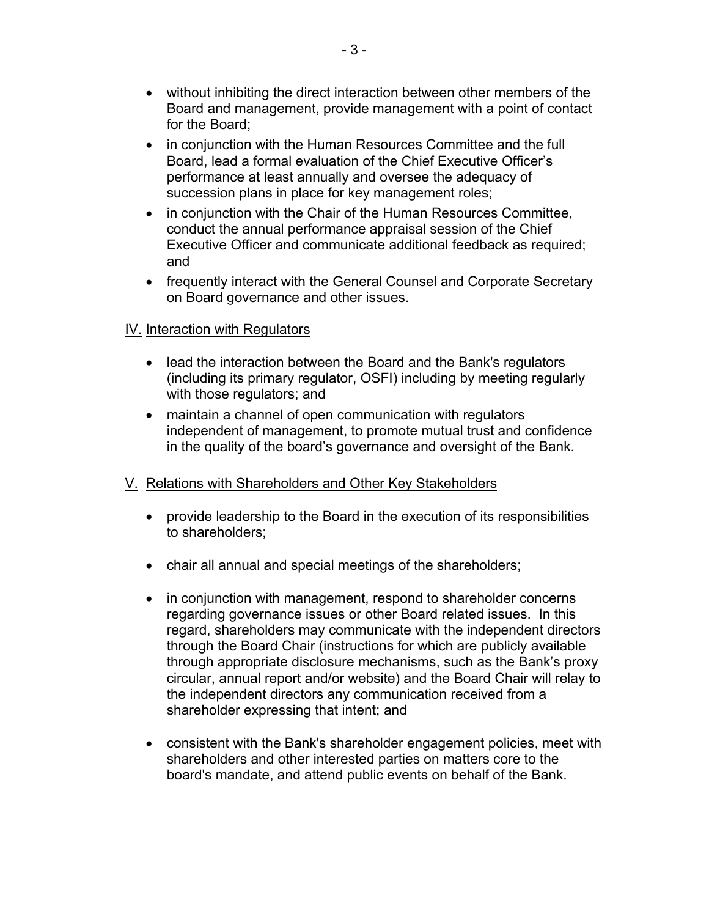- without inhibiting the direct interaction between other members of the Board and management, provide management with a point of contact for the Board;
- in conjunction with the Human Resources Committee and the full Board, lead a formal evaluation of the Chief Executive Officer's performance at least annually and oversee the adequacy of succession plans in place for key management roles;
- in conjunction with the Chair of the Human Resources Committee, conduct the annual performance appraisal session of the Chief Executive Officer and communicate additional feedback as required; and
- frequently interact with the General Counsel and Corporate Secretary on Board governance and other issues.

## IV. Interaction with Regulators

- lead the interaction between the Board and the Bank's regulators (including its primary regulator, OSFI) including by meeting regularly with those regulators; and
- maintain a channel of open communication with regulators independent of management, to promote mutual trust and confidence in the quality of the board's governance and oversight of the Bank.

## V. Relations with Shareholders and Other Key Stakeholders

- provide leadership to the Board in the execution of its responsibilities to shareholders;
- chair all annual and special meetings of the shareholders;
- in conjunction with management, respond to shareholder concerns regarding governance issues or other Board related issues. In this regard, shareholders may communicate with the independent directors through the Board Chair (instructions for which are publicly available through appropriate disclosure mechanisms, such as the Bank's proxy circular, annual report and/or website) and the Board Chair will relay to the independent directors any communication received from a shareholder expressing that intent; and
- consistent with the Bank's shareholder engagement policies, meet with shareholders and other interested parties on matters core to the board's mandate, and attend public events on behalf of the Bank.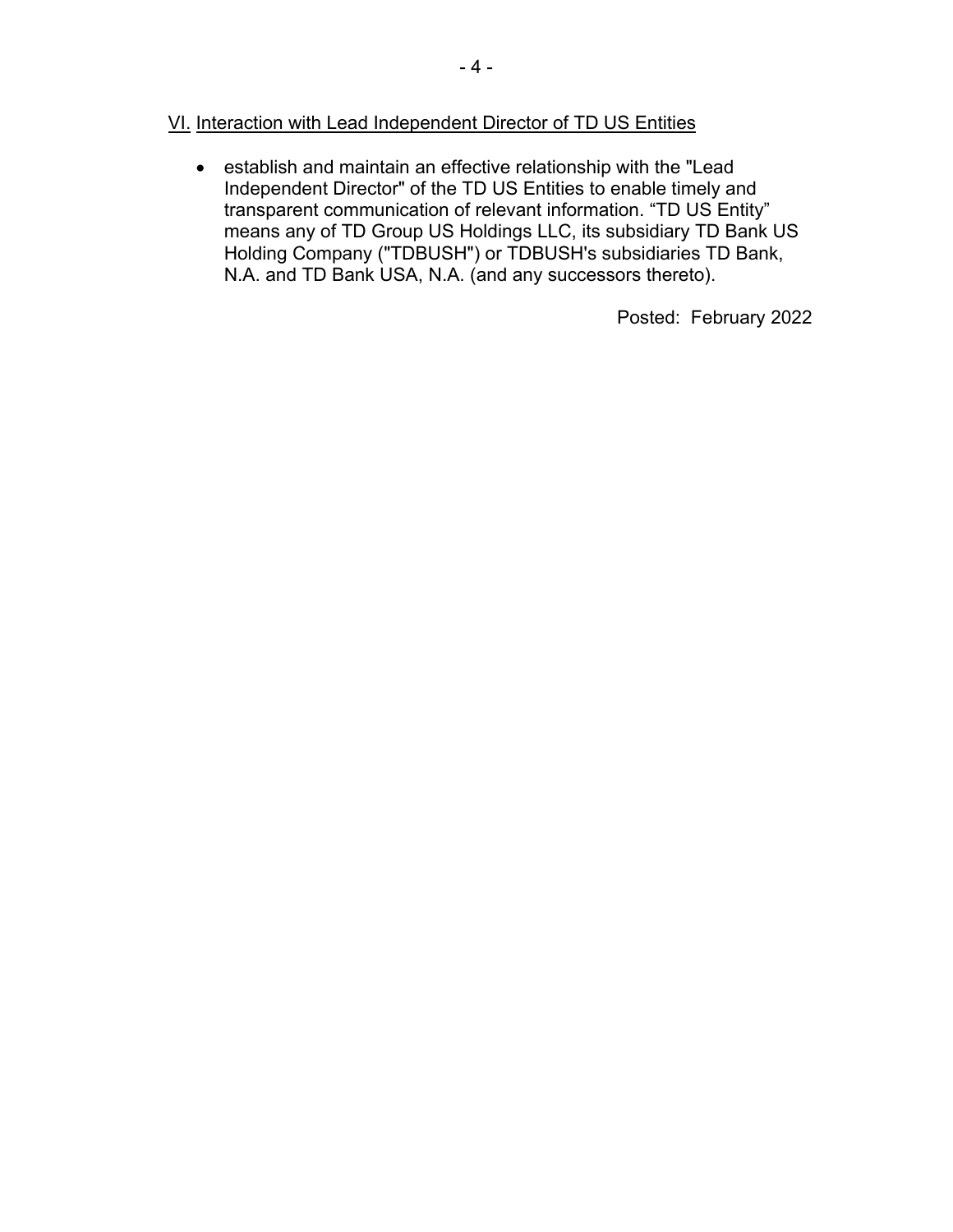## VI. Interaction with Lead Independent Director of TD US Entities

- establish and maintain an effective relationship with the "Lead Independent Director" of the TD US Entities to enable timely and transparent communication of relevant information. "TD US Entity" means any of TD Group US Holdings LLC, its subsidiary TD Bank US Holding Company ("TDBUSH") or TDBUSH's subsidiaries TD Bank, N.A. and TD Bank USA, N.A. (and any successors thereto).

Posted: February 2022